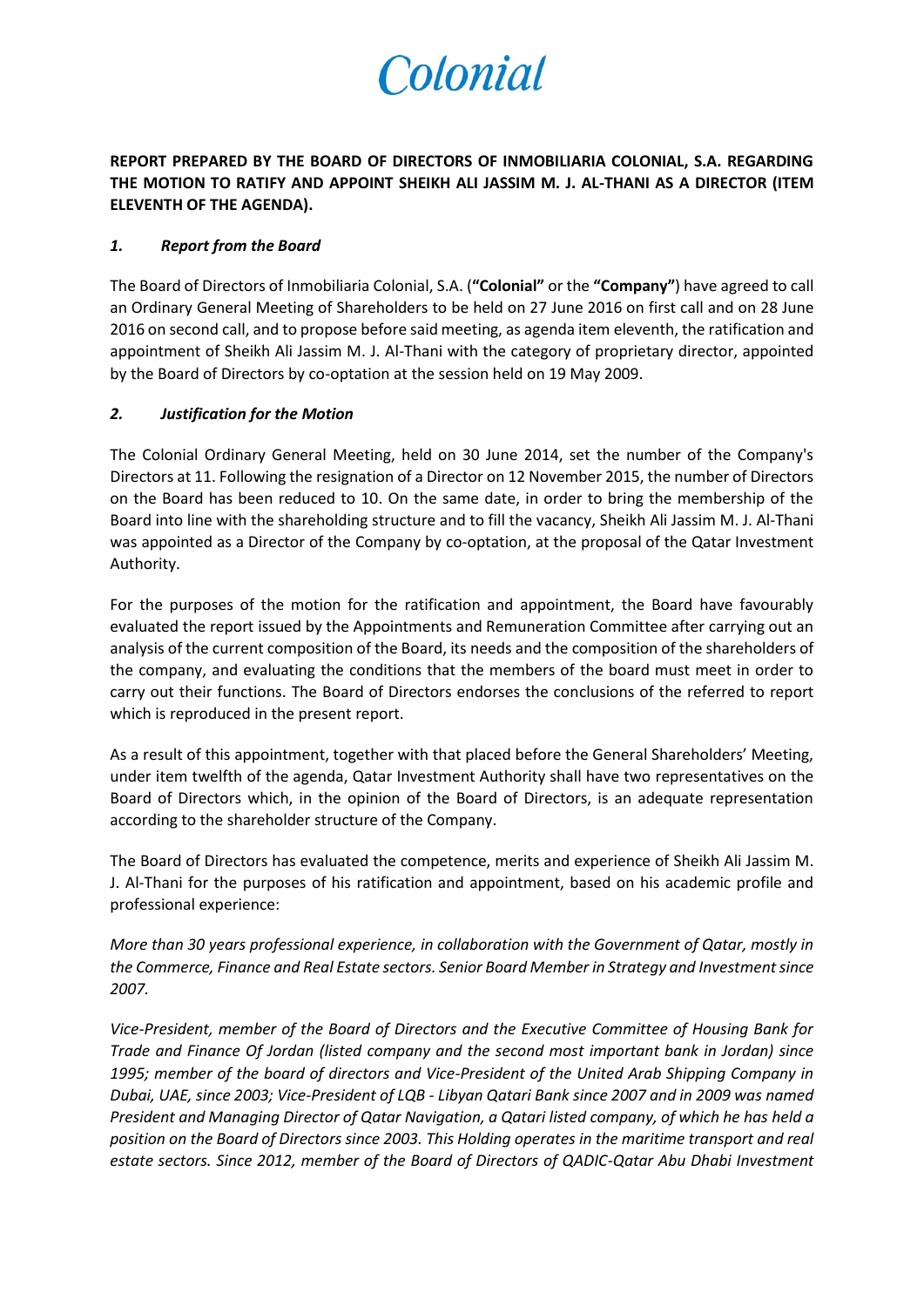# Colonial

**REPORT PREPARED BY THE BOARD OF DIRECTORS OF INMOBILIARIA COLONIAL, S.A. REGARDING THE MOTION TO RATIFY AND APPOINT SHEIKH ALI JASSIM M. J. AL-THANI AS A DIRECTOR (ITEM ELEVENTH OF THE AGENDA).**

## *1. Report from the Board*

The Board of Directors of Inmobiliaria Colonial, S.A. (**"Colonial"** or the **"Company"**) have agreed to call an Ordinary General Meeting of Shareholders to be held on 27 June 2016 on first call and on 28 June 2016 on second call, and to propose before said meeting, as agenda item eleventh, the ratification and appointment of Sheikh Ali Jassim M. J. Al-Thani with the category of proprietary director, appointed by the Board of Directors by co-optation at the session held on 19 May 2009.

## *2. Justification for the Motion*

The Colonial Ordinary General Meeting, held on 30 June 2014, set the number of the Company's Directors at 11. Following the resignation of a Director on 12 November 2015, the number of Directors on the Board has been reduced to 10. On the same date, in order to bring the membership of the Board into line with the shareholding structure and to fill the vacancy, Sheikh Ali Jassim M. J. Al-Thani was appointed as a Director of the Company by co-optation, at the proposal of the Qatar Investment Authority.

For the purposes of the motion for the ratification and appointment, the Board have favourably evaluated the report issued by the Appointments and Remuneration Committee after carrying out an analysis of the current composition of the Board, its needs and the composition of the shareholders of the company, and evaluating the conditions that the members of the board must meet in order to carry out their functions. The Board of Directors endorses the conclusions of the referred to report which is reproduced in the present report.

As a result of this appointment, together with that placed before the General Shareholders' Meeting, under item twelfth of the agenda, Qatar Investment Authority shall have two representatives on the Board of Directors which, in the opinion of the Board of Directors, is an adequate representation according to the shareholder structure of the Company.

The Board of Directors has evaluated the competence, merits and experience of Sheikh Ali Jassim M. J. Al-Thani for the purposes of his ratification and appointment, based on his academic profile and professional experience:

*More than 30 years professional experience, in collaboration with the Government of Qatar, mostly in the Commerce, Finance and Real Estate sectors. Senior Board Member in Strategy and Investment since 2007.*

*Vice-President, member of the Board of Directors and the Executive Committee of Housing Bank for Trade and Finance Of Jordan (listed company and the second most important bank in Jordan) since 1995; member of the board of directors and Vice-President of the United Arab Shipping Company in Dubai, UAE, since 2003; Vice-President of LQB - Libyan Qatari Bank since 2007 and in 2009 was named President and Managing Director of Qatar Navigation, a Qatari listed company, of which he has held a position on the Board of Directors since 2003. This Holding operates in the maritime transport and real estate sectors. Since 2012, member of the Board of Directors of QADIC-Qatar Abu Dhabi Investment*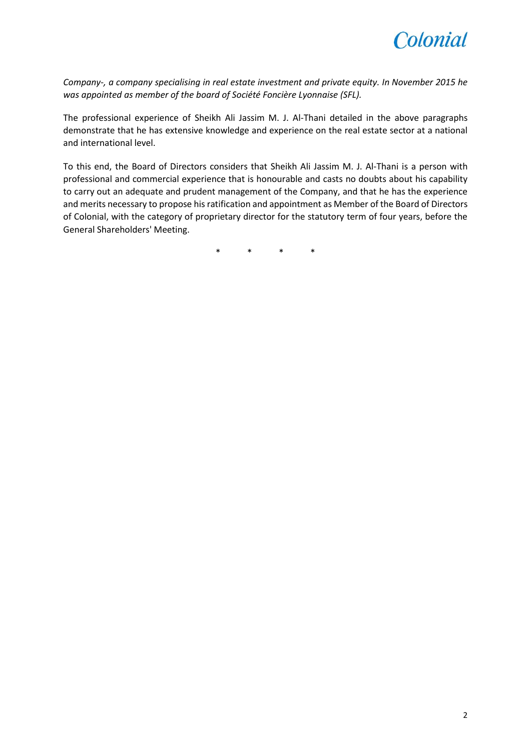*Company-, a company specialising in real estate investment and private equity. In November 2015 he was appointed as member of the board of Société Foncière Lyonnaise (SFL).*

The professional experience of Sheikh Ali Jassim M. J. Al-Thani detailed in the above paragraphs demonstrate that he has extensive knowledge and experience on the real estate sector at a national and international level.

To this end, the Board of Directors considers that Sheikh Ali Jassim M. J. Al-Thani is a person with professional and commercial experience that is honourable and casts no doubts about his capability to carry out an adequate and prudent management of the Company, and that he has the experience and merits necessary to propose his ratification and appointment as Member of the Board of Directors of Colonial, with the category of proprietary director for the statutory term of four years, before the General Shareholders' Meeting.

\* \* \* \*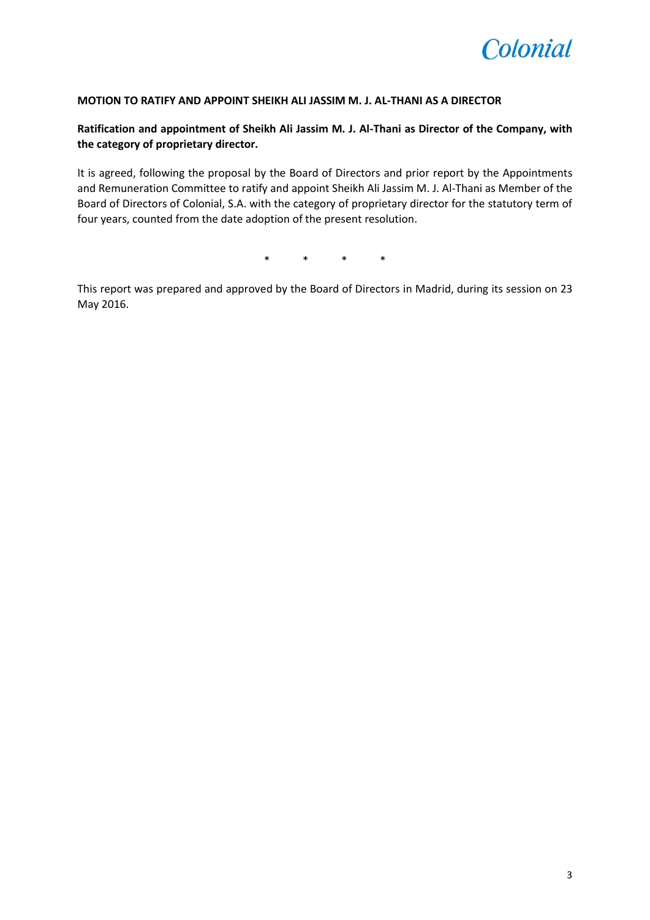**MOTION TO RATIFY AND APPOINT SHEIKH ALI JASSIM M. J. AL-THANI AS A DIRECTOR**

**Ratification and appointment of Sheikh Ali Jassim M. J. Al-Thani as Director of the Company, with the category of proprietary director.**

It is agreed, following the proposal by the Board of Directors and prior report by the Appointments and Remuneration Committee to ratify and appoint Sheikh Ali Jassim M. J. Al-Thani as Member of the Board of Directors of Colonial, S.A. with the category of proprietary director for the statutory term of four years, counted from the date adoption of the present resolution.

\* \* \* \*

This report was prepared and approved by the Board of Directors in Madrid, during its session on 23 May 2016.